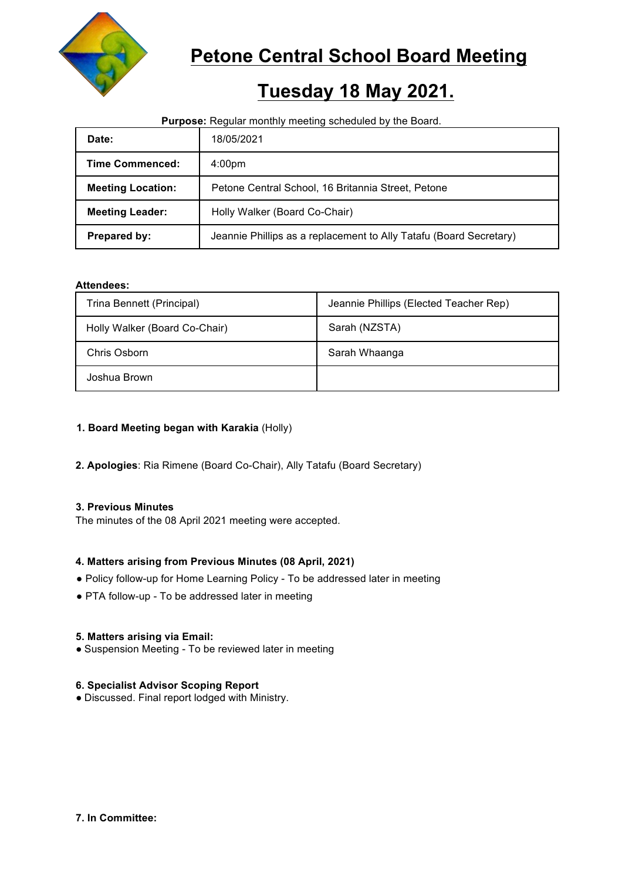# Petone Central School Board Meeting

# Tuesday 18 May 2021.

**Purpose:** Regular monthly meeting scheduled by the Board.

| | |
|---|---|
| **Date:** | 18/05/2021 |
| **Time Commenced:** | 4:00pm |
| **Meeting Location:** | Petone Central School, 16 Britannia Street, Petone |
| **Meeting Leader:** | Holly Walker (Board Co-Chair) |
| **Prepared by:** | Jeannie Phillips as a replacement to Ally Tatafu (Board Secretary) |

**Attendees:**

| | |
|---|---|
| Trina Bennett (Principal) | Jeannie Phillips (Elected Teacher Rep) |
| Holly Walker (Board Co-Chair) | Sarah (NZSTA) |
| Chris Osborn | Sarah Whaanga |
| Joshua Brown | |

**1. Board Meeting began with Karakia** (Holly)

**2. Apologies**: Ria Rimene (Board Co-Chair), Ally Tatafu (Board Secretary)

**3. Previous Minutes**

The minutes of the 08 April 2021 meeting were accepted.

**4. Matters arising from Previous Minutes (08 April, 2021)**

- Policy follow-up for Home Learning Policy - To be addressed later in meeting
- PTA follow-up - To be addressed later in meeting

**5. Matters arising via Email:**

- Suspension Meeting - To be reviewed later in meeting

**6. Specialist Advisor Scoping Report**

- Discussed. Final report lodged with Ministry.

**7. In Committee:**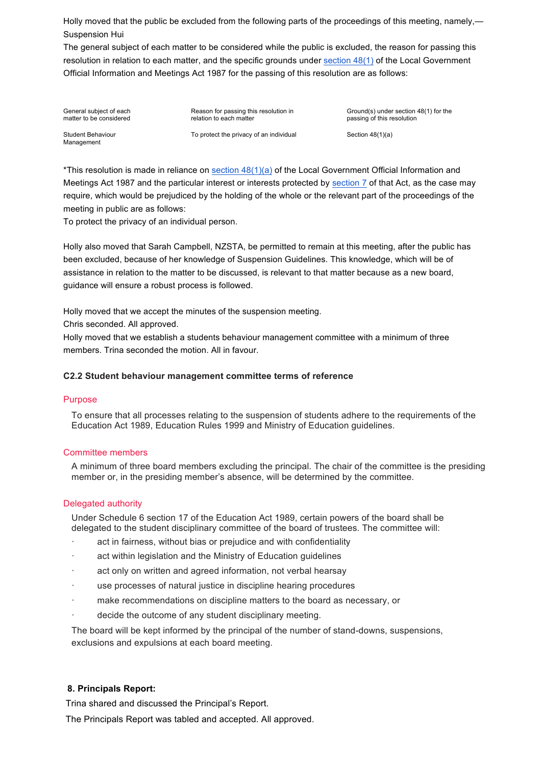Holly moved that the public be excluded from the following parts of the proceedings of this meeting, namely,— Suspension Hui

The general subject of each matter to be considered while the public is excluded, the reason for passing this resolution in relation to each matter, and the specific grounds under section 48(1) of the Local Government Official Information and Meetings Act 1987 for the passing of this resolution are as follows:

| General subject of each matter to be considered | Reason for passing this resolution in relation to each matter | Ground(s) under section 48(1) for the passing of this resolution |
| --- | --- | --- |
| Student Behaviour Management | To protect the privacy of an individual | Section 48(1)(a) |

*This resolution is made in reliance on section 48(1)(a) of the Local Government Official Information and Meetings Act 1987 and the particular interest or interests protected by section 7 of that Act, as the case may require, which would be prejudiced by the holding of the whole or the relevant part of the proceedings of the meeting in public are as follows:
To protect the privacy of an individual person.

Holly also moved that Sarah Campbell, NZSTA, be permitted to remain at this meeting, after the public has been excluded, because of her knowledge of Suspension Guidelines. This knowledge, which will be of assistance in relation to the matter to be discussed, is relevant to that matter because as a new board, guidance will ensure a robust process is followed.

Holly moved that we accept the minutes of the suspension meeting.
Chris seconded. All approved.
Holly moved that we establish a students behaviour management committee with a minimum of three members. Trina seconded the motion. All in favour.

**C2.2 Student behaviour management committee terms of reference**

Purpose

To ensure that all processes relating to the suspension of students adhere to the requirements of the Education Act 1989, Education Rules 1999 and Ministry of Education guidelines.

Committee members

A minimum of three board members excluding the principal. The chair of the committee is the presiding member or, in the presiding member's absence, will be determined by the committee.

Delegated authority

Under Schedule 6 section 17 of the Education Act 1989, certain powers of the board shall be delegated to the student disciplinary committee of the board of trustees. The committee will:

- act in fairness, without bias or prejudice and with confidentiality
- act within legislation and the Ministry of Education guidelines
- act only on written and agreed information, not verbal hearsay
- use processes of natural justice in discipline hearing procedures
- make recommendations on discipline matters to the board as necessary, or
- decide the outcome of any student disciplinary meeting.

The board will be kept informed by the principal of the number of stand-downs, suspensions, exclusions and expulsions at each board meeting.

**8. Principals Report:**

Trina shared and discussed the Principal's Report.

The Principals Report was tabled and accepted. All approved.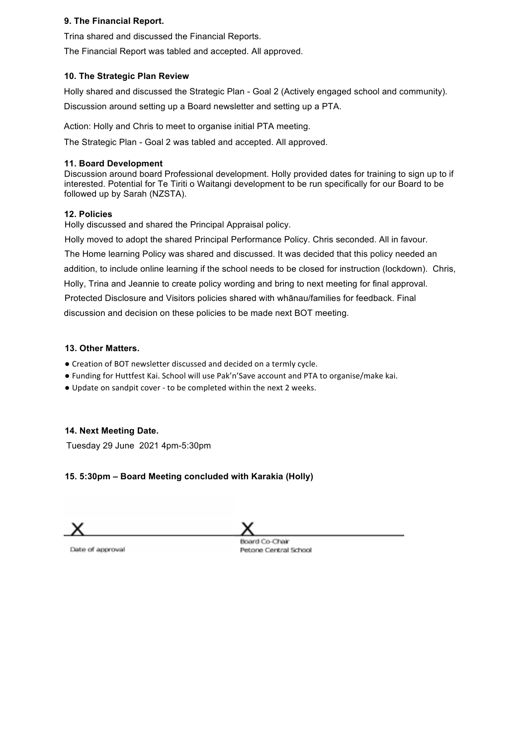**9. The Financial Report.**

Trina shared and discussed the Financial Reports.

The Financial Report was tabled and accepted. All approved.

**10. The Strategic Plan Review**

Holly shared and discussed the Strategic Plan - Goal 2 (Actively engaged school and community).

Discussion around setting up a Board newsletter and setting up a PTA.

Action: Holly and Chris to meet to organise initial PTA meeting.

The Strategic Plan - Goal 2 was tabled and accepted. All approved.

**11. Board Development**

Discussion around board Professional development. Holly provided dates for training to sign up to if interested. Potential for Te Tiriti o Waitangi development to be run specifically for our Board to be followed up by Sarah (NZSTA).

**12. Policies**

Holly discussed and shared the Principal Appraisal policy.

Holly moved to adopt the shared Principal Performance Policy. Chris seconded. All in favour.

The Home learning Policy was shared and discussed. It was decided that this policy needed an addition, to include online learning if the school needs to be closed for instruction (lockdown). Chris, Holly, Trina and Jeannie to create policy wording and bring to next meeting for final approval.

Protected Disclosure and Visitors policies shared with whānau/families for feedback. Final discussion and decision on these policies to be made next BOT meeting.

**13. Other Matters.**

- Creation of BOT newsletter discussed and decided on a termly cycle.
- Funding for Huttfest Kai. School will use Pak'n'Save account and PTA to organise/make kai.
- Update on sandpit cover - to be completed within the next 2 weeks.

**14. Next Meeting Date.**

Tuesday 29 June 2021 4pm-5:30pm

**15. 5:30pm – Board Meeting concluded with Karakia (Holly)**

X
Date of approval

X
Board Co-Chair
Petone Central School